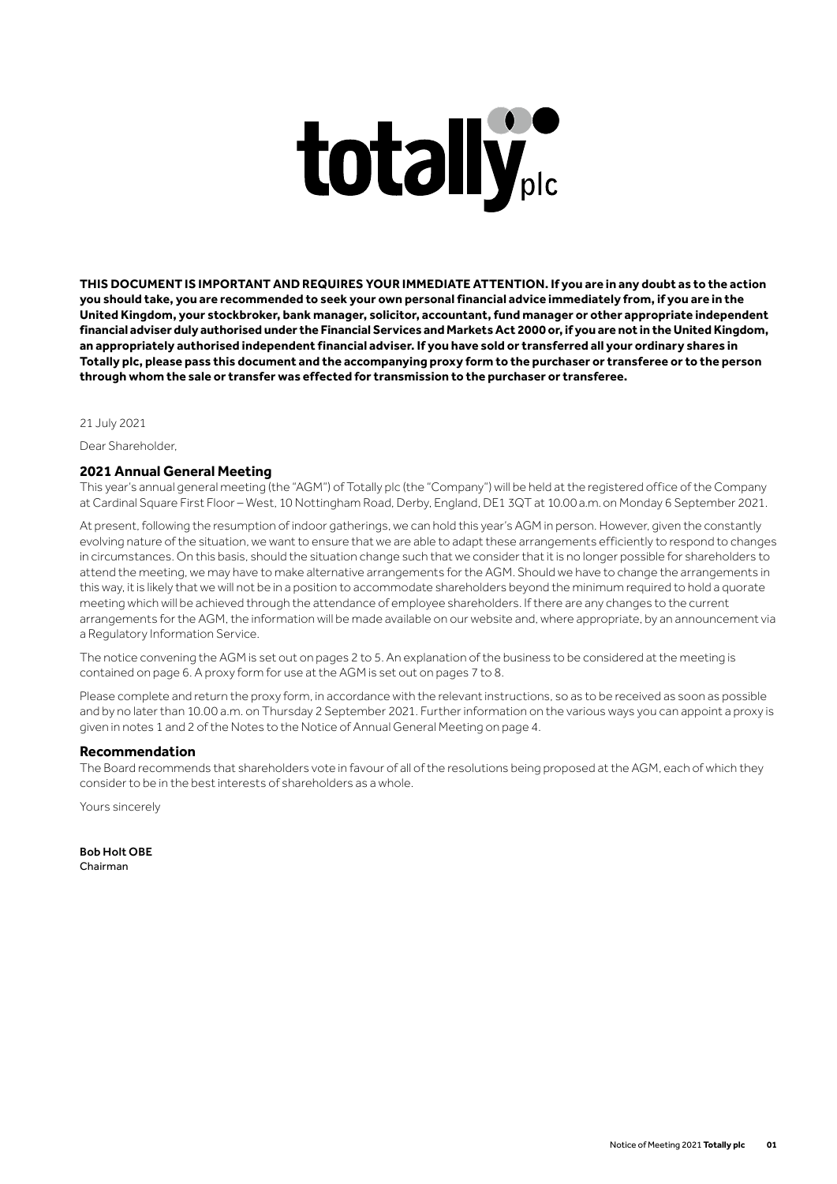**totally plc**

**THIS DOCUMENT IS IMPORTANT AND REQUIRES YOUR IMMEDIATE ATTENTION. If you are in any doubt as to the action you should take, you are recommended to seek your own personal financial advice immediately from, if you are in the United Kingdom, your stockbroker, bank manager, solicitor, accountant, fund manager or other appropriate independent financial adviser duly authorised under the Financial Services and Markets Act 2000 or, if you are not in the United Kingdom, an appropriately authorised independent financial adviser. If you have sold or transferred all your ordinary shares in Totally plc, please pass this document and the accompanying proxy form to the purchaser or transferee or to the person through whom the sale or transfer was effected for transmission to the purchaser or transferee.**

21 July 2021

Dear Shareholder,

## 2021 Annual General Meeting

This year's annual general meeting (the "AGM") of Totally plc (the "Company") will be held at the registered office of the Company at Cardinal Square First Floor – West, 10 Nottingham Road, Derby, England, DE1 3QT at 10.00 a.m. on Monday 6 September 2021.

At present, following the resumption of indoor gatherings, we can hold this year's AGM in person. However, given the constantly evolving nature of the situation, we want to ensure that we are able to adapt these arrangements efficiently to respond to changes in circumstances. On this basis, should the situation change such that we consider that it is no longer possible for shareholders to attend the meeting, we may have to make alternative arrangements for the AGM. Should we have to change the arrangements in this way, it is likely that we will not be in a position to accommodate shareholders beyond the minimum required to hold a quorate meeting which will be achieved through the attendance of employee shareholders. If there are any changes to the current arrangements for the AGM, the information will be made available on our website and, where appropriate, by an announcement via a Regulatory Information Service.

The notice convening the AGM is set out on pages 2 to 5. An explanation of the business to be considered at the meeting is contained on page 6. A proxy form for use at the AGM is set out on pages 7 to 8.

Please complete and return the proxy form, in accordance with the relevant instructions, so as to be received as soon as possible and by no later than 10.00 a.m. on Thursday 2 September 2021. Further information on the various ways you can appoint a proxy is given in notes 1 and 2 of the Notes to the Notice of Annual General Meeting on page 4.

## Recommendation

The Board recommends that shareholders vote in favour of all of the resolutions being proposed at the AGM, each of which they consider to be in the best interests of shareholders as a whole.

Yours sincerely

**Bob Holt OBE**
Chairman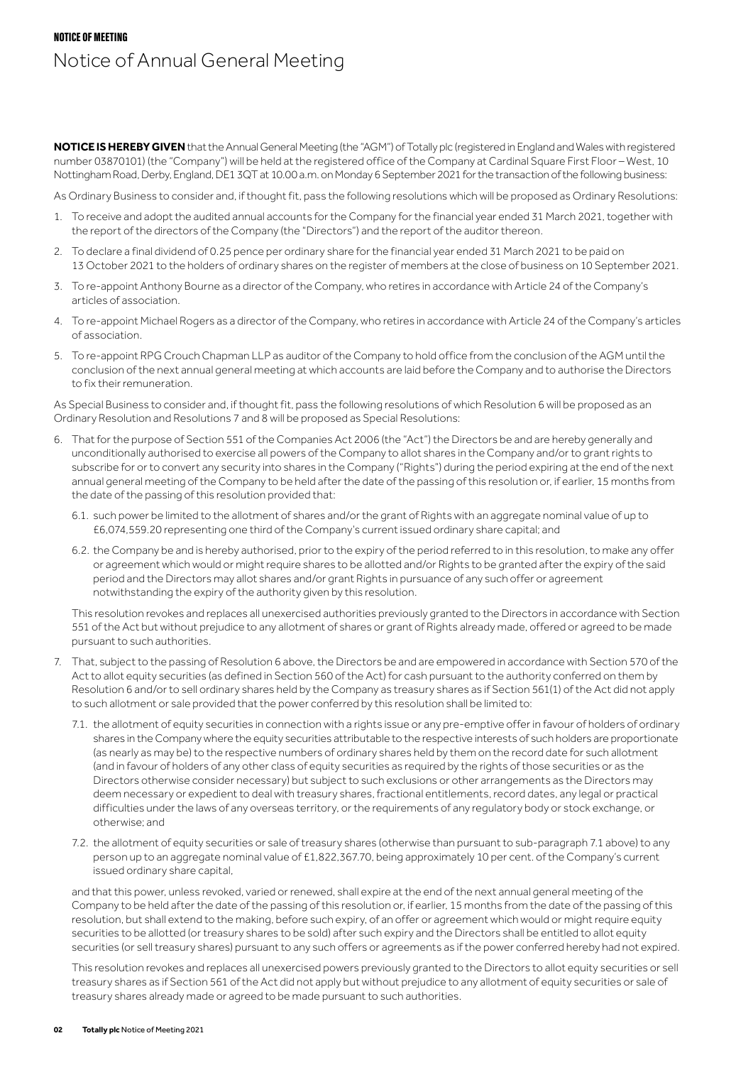# NOTICE OF MEETING

## Notice of Annual General Meeting

**NOTICE IS HEREBY GIVEN** that the Annual General Meeting (the "AGM") of Totally plc (registered in England and Wales with registered number 03870101) (the "Company") will be held at the registered office of the Company at Cardinal Square First Floor – West, 10 Nottingham Road, Derby, England, DE1 3QT at 10.00 a.m. on Monday 6 September 2021 for the transaction of the following business:

As Ordinary Business to consider and, if thought fit, pass the following resolutions which will be proposed as Ordinary Resolutions:

1. To receive and adopt the audited annual accounts for the Company for the financial year ended 31 March 2021, together with the report of the directors of the Company (the "Directors") and the report of the auditor thereon.
2. To declare a final dividend of 0.25 pence per ordinary share for the financial year ended 31 March 2021 to be paid on 13 October 2021 to the holders of ordinary shares on the register of members at the close of business on 10 September 2021.
3. To re-appoint Anthony Bourne as a director of the Company, who retires in accordance with Article 24 of the Company's articles of association.
4. To re-appoint Michael Rogers as a director of the Company, who retires in accordance with Article 24 of the Company's articles of association.
5. To re-appoint RPG Crouch Chapman LLP as auditor of the Company to hold office from the conclusion of the AGM until the conclusion of the next annual general meeting at which accounts are laid before the Company and to authorise the Directors to fix their remuneration.

As Special Business to consider and, if thought fit, pass the following resolutions of which Resolution 6 will be proposed as an Ordinary Resolution and Resolutions 7 and 8 will be proposed as Special Resolutions:

6. That for the purpose of Section 551 of the Companies Act 2006 (the "Act") the Directors be and are hereby generally and unconditionally authorised to exercise all powers of the Company to allot shares in the Company and/or to grant rights to subscribe for or to convert any security into shares in the Company ("Rights") during the period expiring at the end of the next annual general meeting of the Company to be held after the date of the passing of this resolution or, if earlier, 15 months from the date of the passing of this resolution provided that:

   6.1. such power be limited to the allotment of shares and/or the grant of Rights with an aggregate nominal value of up to £6,074,559.20 representing one third of the Company's current issued ordinary share capital; and

   6.2. the Company be and is hereby authorised, prior to the expiry of the period referred to in this resolution, to make any offer or agreement which would or might require shares to be allotted and/or Rights to be granted after the expiry of the said period and the Directors may allot shares and/or grant Rights in pursuance of any such offer or agreement notwithstanding the expiry of the authority given by this resolution.

   This resolution revokes and replaces all unexercised authorities previously granted to the Directors in accordance with Section 551 of the Act but without prejudice to any allotment of shares or grant of Rights already made, offered or agreed to be made pursuant to such authorities.

7. That, subject to the passing of Resolution 6 above, the Directors be and are empowered in accordance with Section 570 of the Act to allot equity securities (as defined in Section 560 of the Act) for cash pursuant to the authority conferred on them by Resolution 6 and/or to sell ordinary shares held by the Company as treasury shares as if Section 561(1) of the Act did not apply to such allotment or sale provided that the power conferred by this resolution shall be limited to:

   7.1. the allotment of equity securities in connection with a rights issue or any pre-emptive offer in favour of holders of ordinary shares in the Company where the equity securities attributable to the respective interests of such holders are proportionate (as nearly as may be) to the respective numbers of ordinary shares held by them on the record date for such allotment (and in favour of holders of any other class of equity securities as required by the rights of those securities or as the Directors otherwise consider necessary) but subject to such exclusions or other arrangements as the Directors may deem necessary or expedient to deal with treasury shares, fractional entitlements, record dates, any legal or practical difficulties under the laws of any overseas territory, or the requirements of any regulatory body or stock exchange, or otherwise; and

   7.2. the allotment of equity securities or sale of treasury shares (otherwise than pursuant to sub-paragraph 7.1 above) to any person up to an aggregate nominal value of £1,822,367.70, being approximately 10 per cent. of the Company's current issued ordinary share capital,

   and that this power, unless revoked, varied or renewed, shall expire at the end of the next annual general meeting of the Company to be held after the date of the passing of this resolution or, if earlier, 15 months from the date of the passing of this resolution, but shall extend to the making, before such expiry, of an offer or agreement which would or might require equity securities to be allotted (or treasury shares to be sold) after such expiry and the Directors shall be entitled to allot equity securities (or sell treasury shares) pursuant to any such offers or agreements as if the power conferred hereby had not expired.

   This resolution revokes and replaces all unexercised powers previously granted to the Directors to allot equity securities or sell treasury shares as if Section 561 of the Act did not apply but without prejudice to any allotment of equity securities or sale of treasury shares already made or agreed to be made pursuant to such authorities.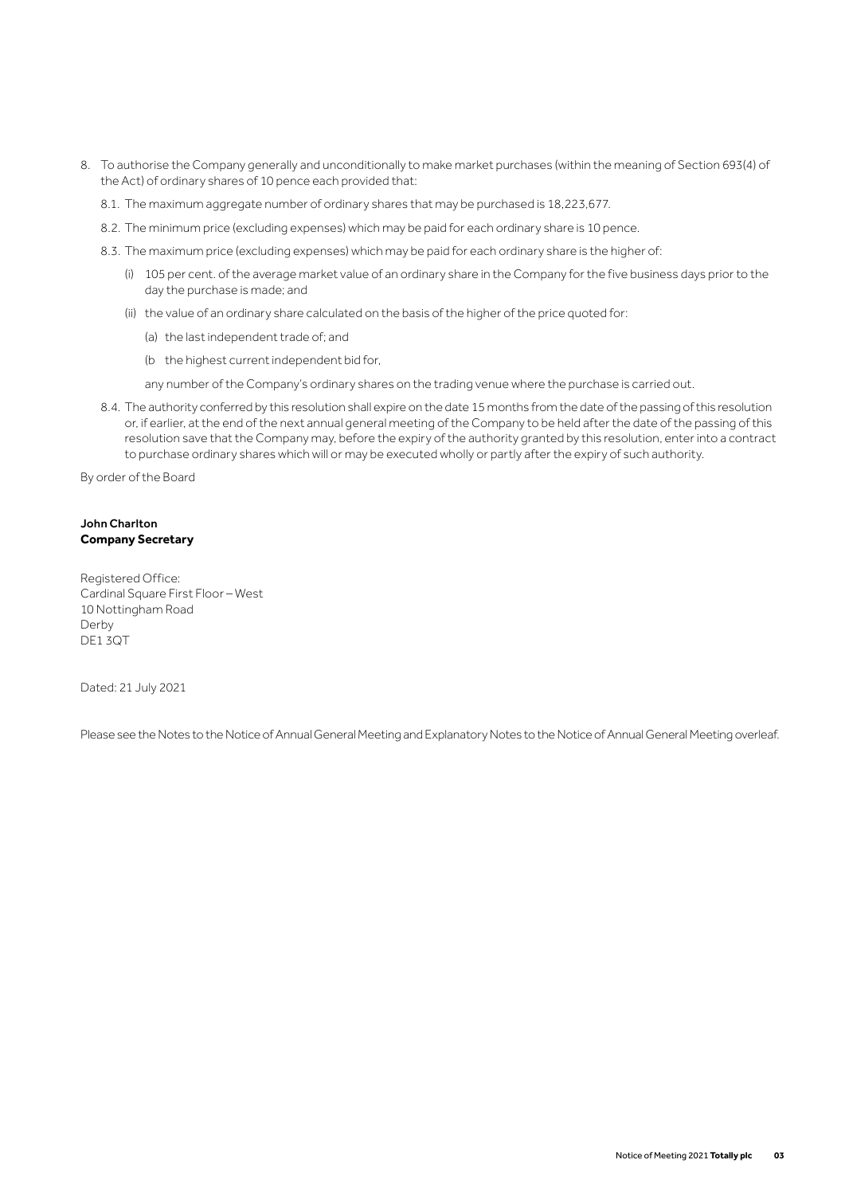8. To authorise the Company generally and unconditionally to make market purchases (within the meaning of Section 693(4) of the Act) of ordinary shares of 10 pence each provided that:

   8.1. The maximum aggregate number of ordinary shares that may be purchased is 18,223,677.

   8.2. The minimum price (excluding expenses) which may be paid for each ordinary share is 10 pence.

   8.3. The maximum price (excluding expenses) which may be paid for each ordinary share is the higher of:

      (i) 105 per cent. of the average market value of an ordinary share in the Company for the five business days prior to the day the purchase is made; and

      (ii) the value of an ordinary share calculated on the basis of the higher of the price quoted for:

         (a) the last independent trade of; and

         (b the highest current independent bid for,

      any number of the Company's ordinary shares on the trading venue where the purchase is carried out.

   8.4. The authority conferred by this resolution shall expire on the date 15 months from the date of the passing of this resolution or, if earlier, at the end of the next annual general meeting of the Company to be held after the date of the passing of this resolution save that the Company may, before the expiry of the authority granted by this resolution, enter into a contract to purchase ordinary shares which will or may be executed wholly or partly after the expiry of such authority.

By order of the Board

**John Charlton**
**Company Secretary**

Registered Office:
Cardinal Square First Floor – West
10 Nottingham Road
Derby
DE1 3QT

Dated: 21 July 2021

Please see the Notes to the Notice of Annual General Meeting and Explanatory Notes to the Notice of Annual General Meeting overleaf.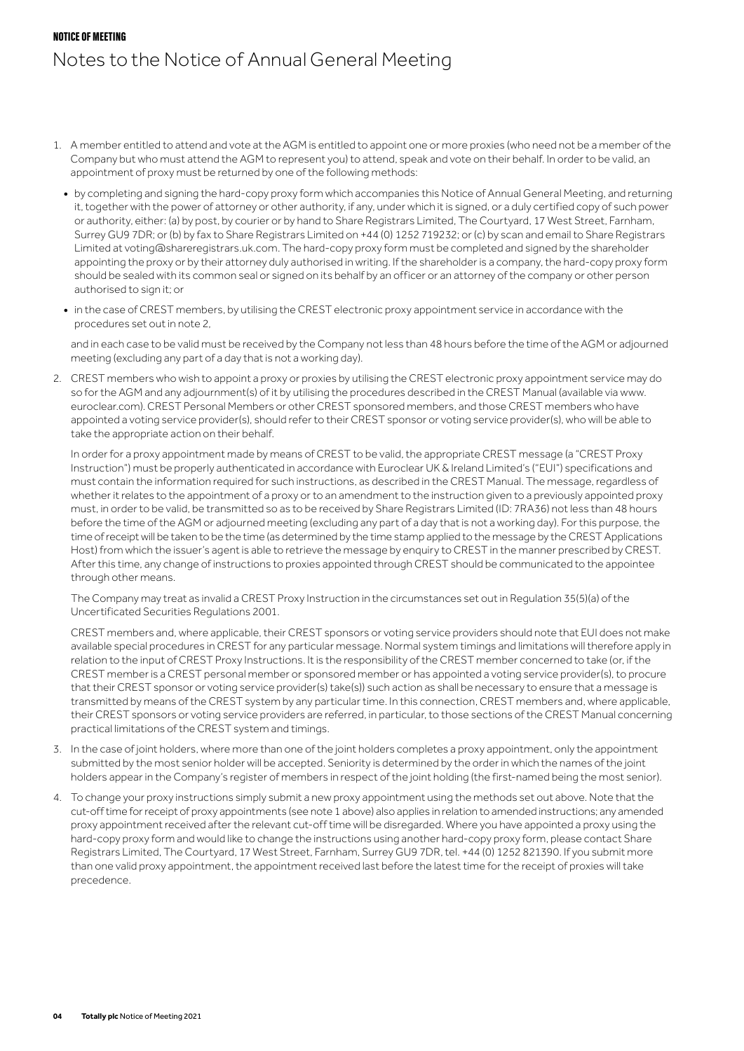NOTICE OF MEETING

# Notes to the Notice of Annual General Meeting

1. A member entitled to attend and vote at the AGM is entitled to appoint one or more proxies (who need not be a member of the Company but who must attend the AGM to represent you) to attend, speak and vote on their behalf. In order to be valid, an appointment of proxy must be returned by one of the following methods:

   - by completing and signing the hard-copy proxy form which accompanies this Notice of Annual General Meeting, and returning it, together with the power of attorney or other authority, if any, under which it is signed, or a duly certified copy of such power or authority, either: (a) by post, by courier or by hand to Share Registrars Limited, The Courtyard, 17 West Street, Farnham, Surrey GU9 7DR; or (b) by fax to Share Registrars Limited on +44 (0) 1252 719232; or (c) by scan and email to Share Registrars Limited at voting@shareregistrars.uk.com. The hard-copy proxy form must be completed and signed by the shareholder appointing the proxy or by their attorney duly authorised in writing. If the shareholder is a company, the hard-copy proxy form should be sealed with its common seal or signed on its behalf by an officer or an attorney of the company or other person authorised to sign it; or
   - in the case of CREST members, by utilising the CREST electronic proxy appointment service in accordance with the procedures set out in note 2,

   and in each case to be valid must be received by the Company not less than 48 hours before the time of the AGM or adjourned meeting (excluding any part of a day that is not a working day).

2. CREST members who wish to appoint a proxy or proxies by utilising the CREST electronic proxy appointment service may do so for the AGM and any adjournment(s) of it by utilising the procedures described in the CREST Manual (available via www.euroclear.com). CREST Personal Members or other CREST sponsored members, and those CREST members who have appointed a voting service provider(s), should refer to their CREST sponsor or voting service provider(s), who will be able to take the appropriate action on their behalf.

   In order for a proxy appointment made by means of CREST to be valid, the appropriate CREST message (a "CREST Proxy Instruction") must be properly authenticated in accordance with Euroclear UK & Ireland Limited's ("EUI") specifications and must contain the information required for such instructions, as described in the CREST Manual. The message, regardless of whether it relates to the appointment of a proxy or to an amendment to the instruction given to a previously appointed proxy must, in order to be valid, be transmitted so as to be received by Share Registrars Limited (ID: 7RA36) not less than 48 hours before the time of the AGM or adjourned meeting (excluding any part of a day that is not a working day). For this purpose, the time of receipt will be taken to be the time (as determined by the time stamp applied to the message by the CREST Applications Host) from which the issuer's agent is able to retrieve the message by enquiry to CREST in the manner prescribed by CREST. After this time, any change of instructions to proxies appointed through CREST should be communicated to the appointee through other means.

   The Company may treat as invalid a CREST Proxy Instruction in the circumstances set out in Regulation 35(5)(a) of the Uncertificated Securities Regulations 2001.

   CREST members and, where applicable, their CREST sponsors or voting service providers should note that EUI does not make available special procedures in CREST for any particular message. Normal system timings and limitations will therefore apply in relation to the input of CREST Proxy Instructions. It is the responsibility of the CREST member concerned to take (or, if the CREST member is a CREST personal member or sponsored member or has appointed a voting service provider(s), to procure that their CREST sponsor or voting service provider(s) take(s)) such action as shall be necessary to ensure that a message is transmitted by means of the CREST system by any particular time. In this connection, CREST members and, where applicable, their CREST sponsors or voting service providers are referred, in particular, to those sections of the CREST Manual concerning practical limitations of the CREST system and timings.

3. In the case of joint holders, where more than one of the joint holders completes a proxy appointment, only the appointment submitted by the most senior holder will be accepted. Seniority is determined by the order in which the names of the joint holders appear in the Company's register of members in respect of the joint holding (the first-named being the most senior).

4. To change your proxy instructions simply submit a new proxy appointment using the methods set out above. Note that the cut-off time for receipt of proxy appointments (see note 1 above) also applies in relation to amended instructions; any amended proxy appointment received after the relevant cut-off time will be disregarded. Where you have appointed a proxy using the hard-copy proxy form and would like to change the instructions using another hard-copy proxy form, please contact Share Registrars Limited, The Courtyard, 17 West Street, Farnham, Surrey GU9 7DR, tel. +44 (0) 1252 821390. If you submit more than one valid proxy appointment, the appointment received last before the latest time for the receipt of proxies will take precedence.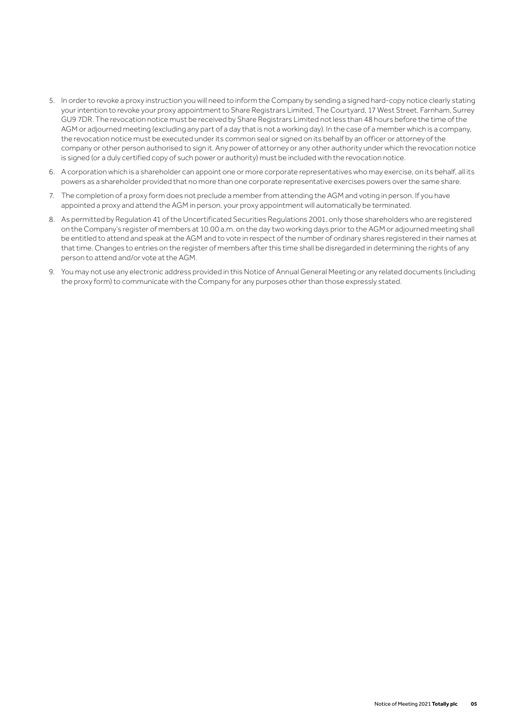5. In order to revoke a proxy instruction you will need to inform the Company by sending a signed hard-copy notice clearly stating your intention to revoke your proxy appointment to Share Registrars Limited, The Courtyard, 17 West Street, Farnham, Surrey GU9 7DR. The revocation notice must be received by Share Registrars Limited not less than 48 hours before the time of the AGM or adjourned meeting (excluding any part of a day that is not a working day). In the case of a member which is a company, the revocation notice must be executed under its common seal or signed on its behalf by an officer or attorney of the company or other person authorised to sign it. Any power of attorney or any other authority under which the revocation notice is signed (or a duly certified copy of such power or authority) must be included with the revocation notice.
6. A corporation which is a shareholder can appoint one or more corporate representatives who may exercise, on its behalf, all its powers as a shareholder provided that no more than one corporate representative exercises powers over the same share.
7. The completion of a proxy form does not preclude a member from attending the AGM and voting in person. If you have appointed a proxy and attend the AGM in person, your proxy appointment will automatically be terminated.
8. As permitted by Regulation 41 of the Uncertificated Securities Regulations 2001, only those shareholders who are registered on the Company's register of members at 10.00 a.m. on the day two working days prior to the AGM or adjourned meeting shall be entitled to attend and speak at the AGM and to vote in respect of the number of ordinary shares registered in their names at that time. Changes to entries on the register of members after this time shall be disregarded in determining the rights of any person to attend and/or vote at the AGM.
9. You may not use any electronic address provided in this Notice of Annual General Meeting or any related documents (including the proxy form) to communicate with the Company for any purposes other than those expressly stated.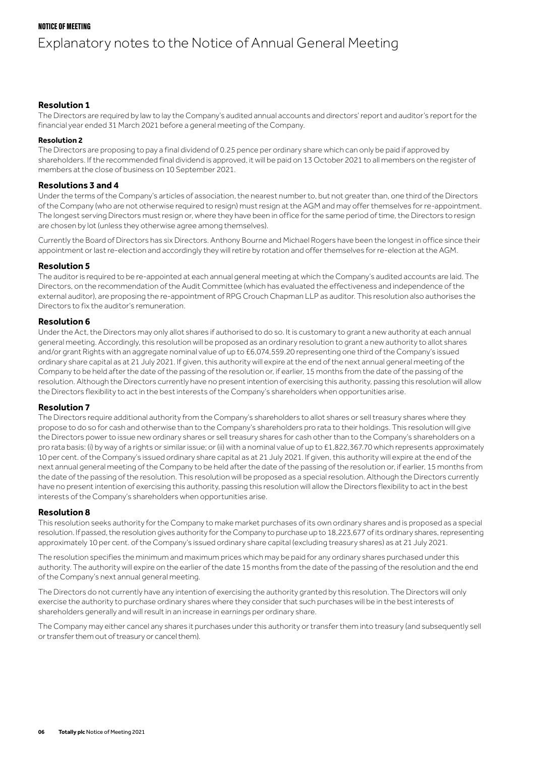NOTICE OF MEETING

# Explanatory notes to the Notice of Annual General Meeting

### Resolution 1

The Directors are required by law to lay the Company's audited annual accounts and directors' report and auditor's report for the financial year ended 31 March 2021 before a general meeting of the Company.

#### Resolution 2

The Directors are proposing to pay a final dividend of 0.25 pence per ordinary share which can only be paid if approved by shareholders. If the recommended final dividend is approved, it will be paid on 13 October 2021 to all members on the register of members at the close of business on 10 September 2021.

### Resolutions 3 and 4

Under the terms of the Company's articles of association, the nearest number to, but not greater than, one third of the Directors of the Company (who are not otherwise required to resign) must resign at the AGM and may offer themselves for re-appointment. The longest serving Directors must resign or, where they have been in office for the same period of time, the Directors to resign are chosen by lot (unless they otherwise agree among themselves).

Currently the Board of Directors has six Directors. Anthony Bourne and Michael Rogers have been the longest in office since their appointment or last re-election and accordingly they will retire by rotation and offer themselves for re-election at the AGM.

### Resolution 5

The auditor is required to be re-appointed at each annual general meeting at which the Company's audited accounts are laid. The Directors, on the recommendation of the Audit Committee (which has evaluated the effectiveness and independence of the external auditor), are proposing the re-appointment of RPG Crouch Chapman LLP as auditor. This resolution also authorises the Directors to fix the auditor's remuneration.

### Resolution 6

Under the Act, the Directors may only allot shares if authorised to do so. It is customary to grant a new authority at each annual general meeting. Accordingly, this resolution will be proposed as an ordinary resolution to grant a new authority to allot shares and/or grant Rights with an aggregate nominal value of up to £6,074,559.20 representing one third of the Company's issued ordinary share capital as at 21 July 2021. If given, this authority will expire at the end of the next annual general meeting of the Company to be held after the date of the passing of the resolution or, if earlier, 15 months from the date of the passing of the resolution. Although the Directors currently have no present intention of exercising this authority, passing this resolution will allow the Directors flexibility to act in the best interests of the Company's shareholders when opportunities arise.

### Resolution 7

The Directors require additional authority from the Company's shareholders to allot shares or sell treasury shares where they propose to do so for cash and otherwise than to the Company's shareholders pro rata to their holdings. This resolution will give the Directors power to issue new ordinary shares or sell treasury shares for cash other than to the Company's shareholders on a pro rata basis: (i) by way of a rights or similar issue; or (ii) with a nominal value of up to £1,822,367.70 which represents approximately 10 per cent. of the Company's issued ordinary share capital as at 21 July 2021. If given, this authority will expire at the end of the next annual general meeting of the Company to be held after the date of the passing of the resolution or, if earlier, 15 months from the date of the passing of the resolution. This resolution will be proposed as a special resolution. Although the Directors currently have no present intention of exercising this authority, passing this resolution will allow the Directors flexibility to act in the best interests of the Company's shareholders when opportunities arise.

### Resolution 8

This resolution seeks authority for the Company to make market purchases of its own ordinary shares and is proposed as a special resolution. If passed, the resolution gives authority for the Company to purchase up to 18,223,677 of its ordinary shares, representing approximately 10 per cent. of the Company's issued ordinary share capital (excluding treasury shares) as at 21 July 2021.

The resolution specifies the minimum and maximum prices which may be paid for any ordinary shares purchased under this authority. The authority will expire on the earlier of the date 15 months from the date of the passing of the resolution and the end of the Company's next annual general meeting.

The Directors do not currently have any intention of exercising the authority granted by this resolution. The Directors will only exercise the authority to purchase ordinary shares where they consider that such purchases will be in the best interests of shareholders generally and will result in an increase in earnings per ordinary share.

The Company may either cancel any shares it purchases under this authority or transfer them into treasury (and subsequently sell or transfer them out of treasury or cancel them).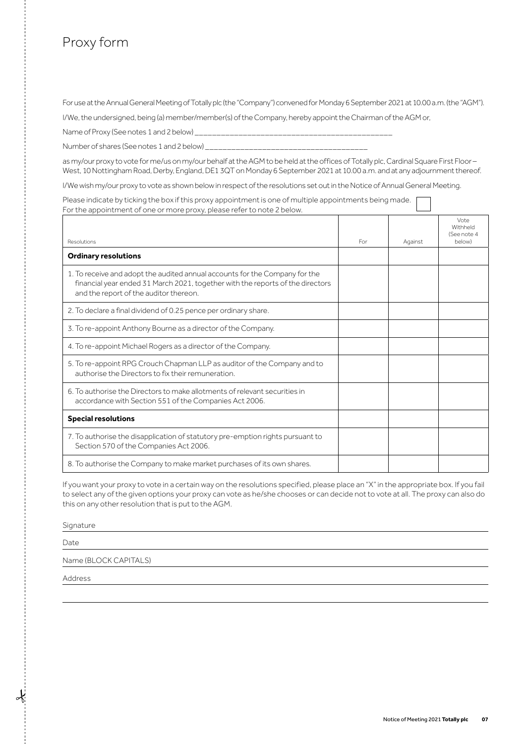# Proxy form

For use at the Annual General Meeting of Totally plc (the "Company") convened for Monday 6 September 2021 at 10.00 a.m. (the "AGM").

I/We, the undersigned, being (a) member/member(s) of the Company, hereby appoint the Chairman of the AGM or,

Name of Proxy (See notes 1 and 2 below) ______________________________________________

Number of shares (See notes 1 and 2 below) ____________________________________

as my/our proxy to vote for me/us on my/our behalf at the AGM to be held at the offices of Totally plc, Cardinal Square First Floor – West, 10 Nottingham Road, Derby, England, DE1 3QT on Monday 6 September 2021 at 10.00 a.m. and at any adjournment thereof.

I/We wish my/our proxy to vote as shown below in respect of the resolutions set out in the Notice of Annual General Meeting.

Please indicate by ticking the box if this proxy appointment is one of multiple appointments being made. ☐
For the appointment of one or more proxy, please refer to note 2 below.

| Resolutions | For | Against | Vote Withheld (See note 4 below) |
|---|---|---|---|
| **Ordinary resolutions** | | | |
| 1. To receive and adopt the audited annual accounts for the Company for the financial year ended 31 March 2021, together with the reports of the directors and the report of the auditor thereon. | | | |
| 2. To declare a final dividend of 0.25 pence per ordinary share. | | | |
| 3. To re-appoint Anthony Bourne as a director of the Company. | | | |
| 4. To re-appoint Michael Rogers as a director of the Company. | | | |
| 5. To re-appoint RPG Crouch Chapman LLP as auditor of the Company and to authorise the Directors to fix their remuneration. | | | |
| 6. To authorise the Directors to make allotments of relevant securities in accordance with Section 551 of the Companies Act 2006. | | | |
| **Special resolutions** | | | |
| 7. To authorise the disapplication of statutory pre-emption rights pursuant to Section 570 of the Companies Act 2006. | | | |
| 8. To authorise the Company to make market purchases of its own shares. | | | |

If you want your proxy to vote in a certain way on the resolutions specified, please place an "X" in the appropriate box. If you fail to select any of the given options your proxy can vote as he/she chooses or can decide not to vote at all. The proxy can also do this on any other resolution that is put to the AGM.

Signature ______________________________________________

Date ______________________________________________

Name (BLOCK CAPITALS) ______________________________________________

Address ______________________________________________

______________________________________________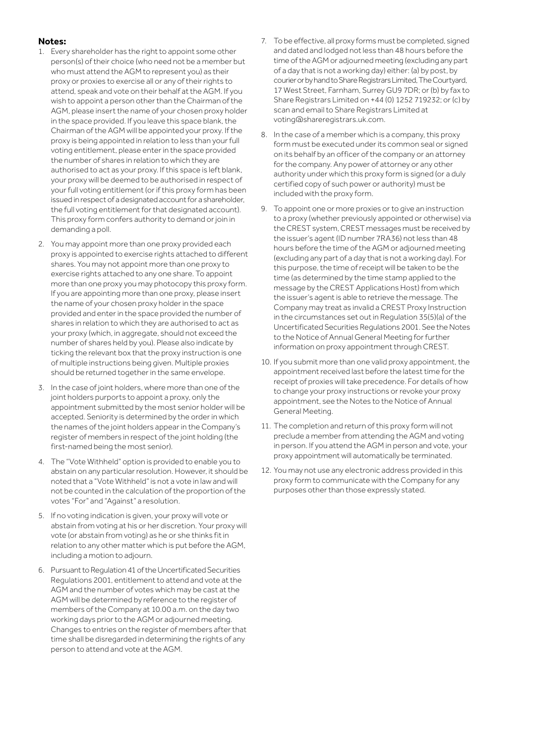**Notes:**

1. Every shareholder has the right to appoint some other person(s) of their choice (who need not be a member but who must attend the AGM to represent you) as their proxy or proxies to exercise all or any of their rights to attend, speak and vote on their behalf at the AGM. If you wish to appoint a person other than the Chairman of the AGM, please insert the name of your chosen proxy holder in the space provided. If you leave this space blank, the Chairman of the AGM will be appointed your proxy. If the proxy is being appointed in relation to less than your full voting entitlement, please enter in the space provided the number of shares in relation to which they are authorised to act as your proxy. If this space is left blank, your proxy will be deemed to be authorised in respect of your full voting entitlement (or if this proxy form has been issued in respect of a designated account for a shareholder, the full voting entitlement for that designated account). This proxy form confers authority to demand or join in demanding a poll.

2. You may appoint more than one proxy provided each proxy is appointed to exercise rights attached to different shares. You may not appoint more than one proxy to exercise rights attached to any one share. To appoint more than one proxy you may photocopy this proxy form. If you are appointing more than one proxy, please insert the name of your chosen proxy holder in the space provided and enter in the space provided the number of shares in relation to which they are authorised to act as your proxy (which, in aggregate, should not exceed the number of shares held by you). Please also indicate by ticking the relevant box that the proxy instruction is one of multiple instructions being given. Multiple proxies should be returned together in the same envelope.

3. In the case of joint holders, where more than one of the joint holders purports to appoint a proxy, only the appointment submitted by the most senior holder will be accepted. Seniority is determined by the order in which the names of the joint holders appear in the Company's register of members in respect of the joint holding (the first-named being the most senior).

4. The "Vote Withheld" option is provided to enable you to abstain on any particular resolution. However, it should be noted that a "Vote Withheld" is not a vote in law and will not be counted in the calculation of the proportion of the votes "For" and "Against" a resolution.

5. If no voting indication is given, your proxy will vote or abstain from voting at his or her discretion. Your proxy will vote (or abstain from voting) as he or she thinks fit in relation to any other matter which is put before the AGM, including a motion to adjourn.

6. Pursuant to Regulation 41 of the Uncertificated Securities Regulations 2001, entitlement to attend and vote at the AGM and the number of votes which may be cast at the AGM will be determined by reference to the register of members of the Company at 10.00 a.m. on the day two working days prior to the AGM or adjourned meeting. Changes to entries on the register of members after that time shall be disregarded in determining the rights of any person to attend and vote at the AGM.

7. To be effective, all proxy forms must be completed, signed and dated and lodged not less than 48 hours before the time of the AGM or adjourned meeting (excluding any part of a day that is not a working day) either: (a) by post, by courier or by hand to Share Registrars Limited, The Courtyard, 17 West Street, Farnham, Surrey GU9 7DR; or (b) by fax to Share Registrars Limited on +44 (0) 1252 719232; or (c) by scan and email to Share Registrars Limited at voting@shareregistrars.uk.com.

8. In the case of a member which is a company, this proxy form must be executed under its common seal or signed on its behalf by an officer of the company or an attorney for the company. Any power of attorney or any other authority under which this proxy form is signed (or a duly certified copy of such power or authority) must be included with the proxy form.

9. To appoint one or more proxies or to give an instruction to a proxy (whether previously appointed or otherwise) via the CREST system, CREST messages must be received by the issuer's agent (ID number 7RA36) not less than 48 hours before the time of the AGM or adjourned meeting (excluding any part of a day that is not a working day). For this purpose, the time of receipt will be taken to be the time (as determined by the time stamp applied to the message by the CREST Applications Host) from which the issuer's agent is able to retrieve the message. The Company may treat as invalid a CREST Proxy Instruction in the circumstances set out in Regulation 35(5)(a) of the Uncertificated Securities Regulations 2001. See the Notes to the Notice of Annual General Meeting for further information on proxy appointment through CREST.

10. If you submit more than one valid proxy appointment, the appointment received last before the latest time for the receipt of proxies will take precedence. For details of how to change your proxy instructions or revoke your proxy appointment, see the Notes to the Notice of Annual General Meeting.

11. The completion and return of this proxy form will not preclude a member from attending the AGM and voting in person. If you attend the AGM in person and vote, your proxy appointment will automatically be terminated.

12. You may not use any electronic address provided in this proxy form to communicate with the Company for any purposes other than those expressly stated.